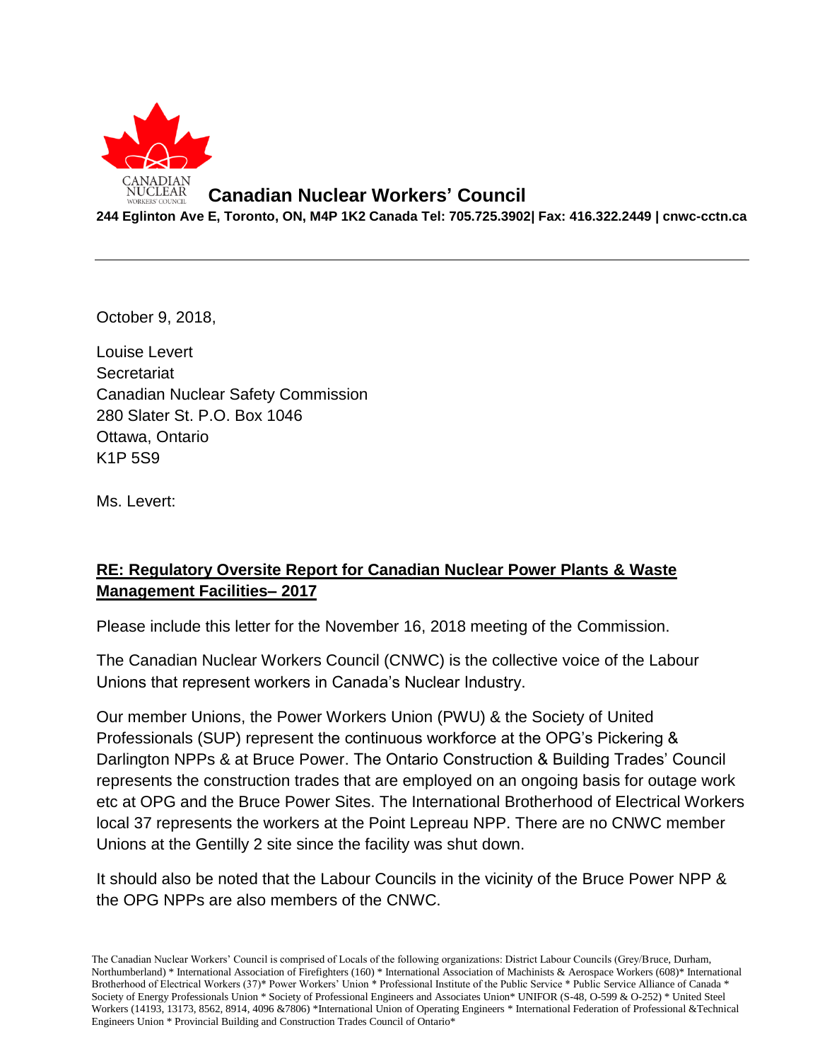CANADIAN NUCLEAR WORKERS' COUNCIL

# Canadian Nuclear Workers' Council

**244 Eglinton Ave E, Toronto, ON, M4P 1K2 Canada Tel: 705.725.3902| Fax: 416.322.2449 | cnwc-cctn.ca**

---

October 9, 2018,

Louise Levert
Secretariat
Canadian Nuclear Safety Commission
280 Slater St. P.O. Box 1046
Ottawa, Ontario
K1P 5S9

Ms. Levert:

**RE: Regulatory Oversite Report for Canadian Nuclear Power Plants & Waste Management Facilities– 2017**

Please include this letter for the November 16, 2018 meeting of the Commission.

The Canadian Nuclear Workers Council (CNWC) is the collective voice of the Labour Unions that represent workers in Canada's Nuclear Industry.

Our member Unions, the Power Workers Union (PWU) & the Society of United Professionals (SUP) represent the continuous workforce at the OPG's Pickering & Darlington NPPs & at Bruce Power. The Ontario Construction & Building Trades' Council represents the construction trades that are employed on an ongoing basis for outage work etc at OPG and the Bruce Power Sites. The International Brotherhood of Electrical Workers local 37 represents the workers at the Point Lepreau NPP. There are no CNWC member Unions at the Gentilly 2 site since the facility was shut down.

It should also be noted that the Labour Councils in the vicinity of the Bruce Power NPP & the OPG NPPs are also members of the CNWC.

The Canadian Nuclear Workers' Council is comprised of Locals of the following organizations: District Labour Councils (Grey/Bruce, Durham, Northumberland) * International Association of Firefighters (160) * International Association of Machinists & Aerospace Workers (608)* International Brotherhood of Electrical Workers (37)* Power Workers' Union * Professional Institute of the Public Service * Public Service Alliance of Canada * Society of Energy Professionals Union * Society of Professional Engineers and Associates Union* UNIFOR (S-48, O-599 & O-252) * United Steel Workers (14193, 13173, 8562, 8914, 4096 &7806) *International Union of Operating Engineers * International Federation of Professional &Technical Engineers Union * Provincial Building and Construction Trades Council of Ontario*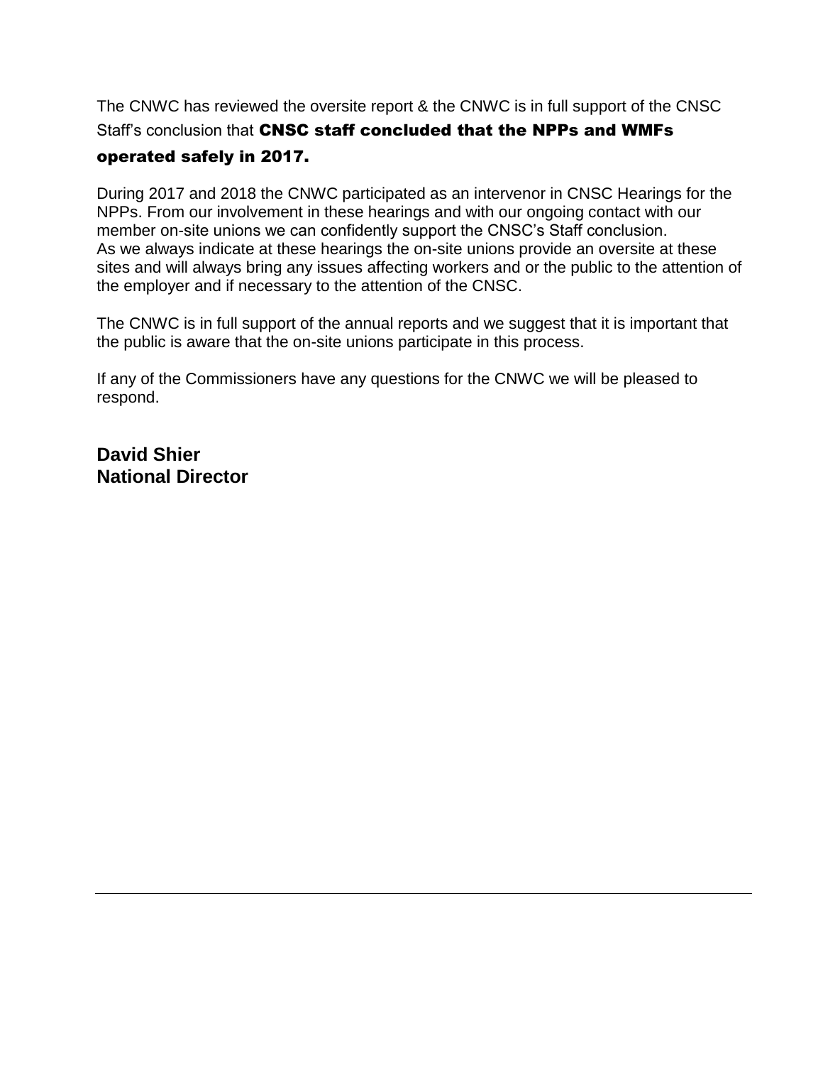The CNWC has reviewed the oversite report & the CNWC is in full support of the CNSC Staff's conclusion that **CNSC staff concluded that the NPPs and WMFs operated safely in 2017.**

During 2017 and 2018 the CNWC participated as an intervenor in CNSC Hearings for the NPPs. From our involvement in these hearings and with our ongoing contact with our member on-site unions we can confidently support the CNSC's Staff conclusion. As we always indicate at these hearings the on-site unions provide an oversite at these sites and will always bring any issues affecting workers and or the public to the attention of the employer and if necessary to the attention of the CNSC.

The CNWC is in full support of the annual reports and we suggest that it is important that the public is aware that the on-site unions participate in this process.

If any of the Commissioners have any questions for the CNWC we will be pleased to respond.

**David Shier**
**National Director**